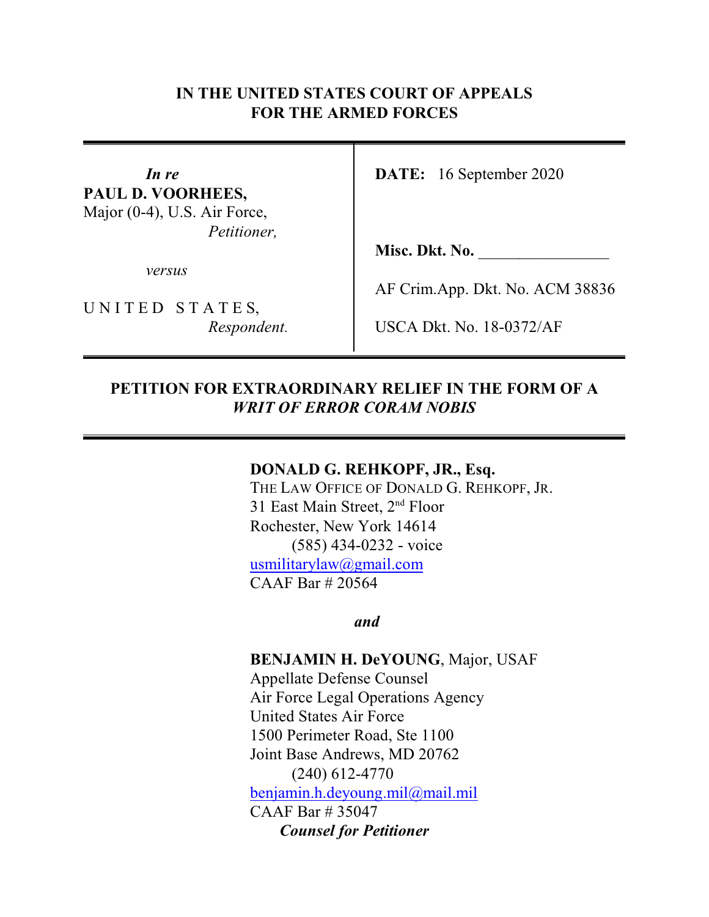# IN THE UNITED STATES COURT OF APPEALS FOR THE ARMED FORCES

| | |
|---|---|
| ***In re*** **PAUL D. VOORHEES,** Major (0-4), U.S. Air Force, *Petitioner,* | **DATE:** 16 September 2020 |
| *versus* | **Misc. Dkt. No.** ________________ |
| | AF Crim.App. Dkt. No. ACM 38836 |
| U N I T E D S T A T E S, *Respondent.* | USCA Dkt. No. 18-0372/AF |

## PETITION FOR EXTRAORDINARY RELIEF IN THE FORM OF A *WRIT OF ERROR CORAM NOBIS*

**DONALD G. REHKOPF, JR., Esq.**
THE LAW OFFICE OF DONALD G. REHKOPF, JR.
31 East Main Street, 2nd Floor
Rochester, New York 14614
(585) 434-0232 - voice
usmilitarylaw@gmail.com
CAAF Bar # 20564

***and***

**BENJAMIN H. DeYOUNG**, Major, USAF
Appellate Defense Counsel
Air Force Legal Operations Agency
United States Air Force
1500 Perimeter Road, Ste 1100
Joint Base Andrews, MD 20762
(240) 612-4770
benjamin.h.deyoung.mil@mail.mil
CAAF Bar # 35047
***Counsel for Petitioner***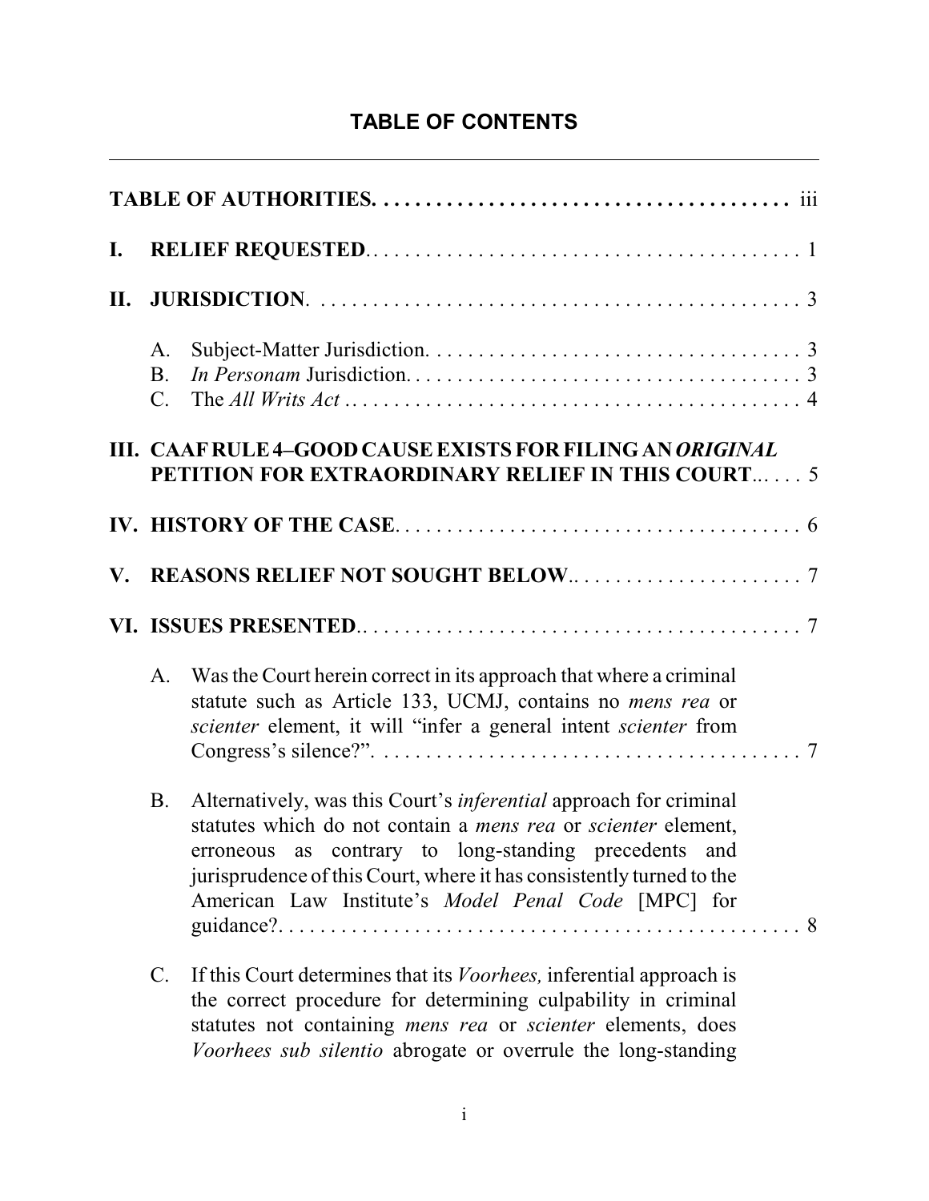# TABLE OF CONTENTS

**TABLE OF AUTHORITIES** . . . . . . . . . . . . . . . . . . . . . . . . . . . . . . . . . . . . . . . iii

**I. RELIEF REQUESTED** . . . . . . . . . . . . . . . . . . . . . . . . . . . . . . . . . . . . . . . . . 1

**II. JURISDICTION** . . . . . . . . . . . . . . . . . . . . . . . . . . . . . . . . . . . . . . . . . . . . . . 3

- A. Subject-Matter Jurisdiction . . . . . . . . . . . . . . . . . . . . . . . . . . . . . . . . . . . 3
- B. *In Personam* Jurisdiction . . . . . . . . . . . . . . . . . . . . . . . . . . . . . . . . . . . . . 3
- C. The *All Writs Act* . . . . . . . . . . . . . . . . . . . . . . . . . . . . . . . . . . . . . . . . . . 4

**III. CAAF RULE 4–GOOD CAUSE EXISTS FOR FILING AN *ORIGINAL* PETITION FOR EXTRAORDINARY RELIEF IN THIS COURT** . . . . . 5

**IV. HISTORY OF THE CASE** . . . . . . . . . . . . . . . . . . . . . . . . . . . . . . . . . . . . . . . 6

**V. REASONS RELIEF NOT SOUGHT BELOW** . . . . . . . . . . . . . . . . . . . . . . 7

**VI. ISSUES PRESENTED** . . . . . . . . . . . . . . . . . . . . . . . . . . . . . . . . . . . . . . . . . 7

- A. Was the Court herein correct in its approach that where a criminal statute such as Article 133, UCMJ, contains no *mens rea* or *scienter* element, it will "infer a general intent *scienter* from Congress's silence?" . . . . . . . . . . . . . . . . . . . . . . . . . . . . . . . . . . . . . . . . 7
- B. Alternatively, was this Court's *inferential* approach for criminal statutes which do not contain a *mens rea* or *scienter* element, erroneous as contrary to long-standing precedents and jurisprudence of this Court, where it has consistently turned to the American Law Institute's *Model Penal Code* [MPC] for guidance? . . . . . . . . . . . . . . . . . . . . . . . . . . . . . . . . . . . . . . . . . . . . . . . . . . 8
- C. If this Court determines that its *Voorhees,* inferential approach is the correct procedure for determining culpability in criminal statutes not containing *mens rea* or *scienter* elements, does *Voorhees sub silentio* abrogate or overrule the long-standing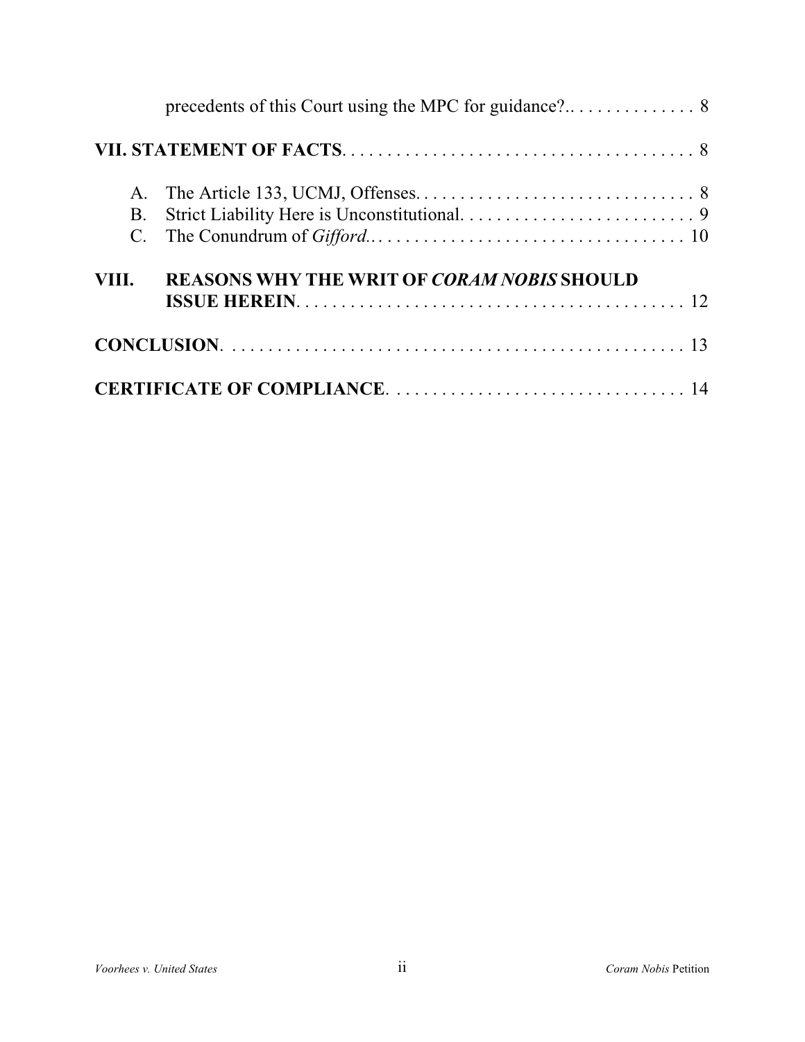precedents of this Court using the MPC for guidance?.. . . . . . . . . . . . . . 8

**VII. STATEMENT OF FACTS**. . . . . . . . . . . . . . . . . . . . . . . . . . . . . . . . . . . . . . . 8

A. The Article 133, UCMJ, Offenses. . . . . . . . . . . . . . . . . . . . . . . . . . . . . . . . 8
B. Strict Liability Here is Unconstitutional. . . . . . . . . . . . . . . . . . . . . . . . . . . 9
C. The Conundrum of *Gifford*. . . . . . . . . . . . . . . . . . . . . . . . . . . . . . . . . . . 10

**VIII. REASONS WHY THE WRIT OF *CORAM NOBIS* SHOULD ISSUE HEREIN**. . . . . . . . . . . . . . . . . . . . . . . . . . . . . . . . . . . . . . . . . . . 12

**CONCLUSION**. . . . . . . . . . . . . . . . . . . . . . . . . . . . . . . . . . . . . . . . . . . . . . . . . . . 13

**CERTIFICATE OF COMPLIANCE**. . . . . . . . . . . . . . . . . . . . . . . . . . . . . . . . . 14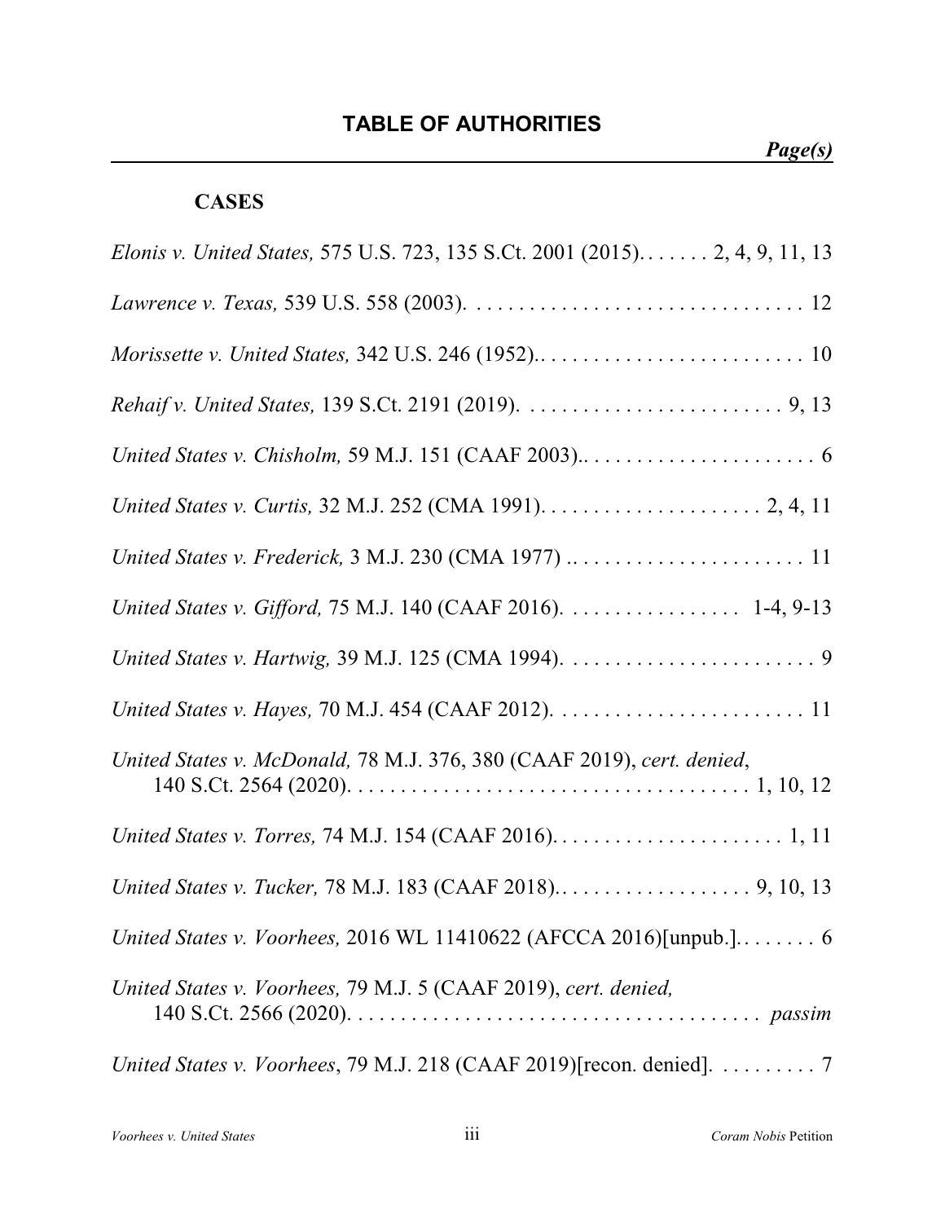## TABLE OF AUTHORITIES

*Page(s)*

**CASES**

*Elonis v. United States,* 575 U.S. 723, 135 S.Ct. 2001 (2015). . . . . . . 2, 4, 9, 11, 13

*Lawrence v. Texas,* 539 U.S. 558 (2003). . . . . . . . . . . . . . . . . . . . . . . . . . . . . . . . 12

*Morissette v. United States,* 342 U.S. 246 (1952).. . . . . . . . . . . . . . . . . . . . . . . . . 10

*Rehaif v. United States,* 139 S.Ct. 2191 (2019). . . . . . . . . . . . . . . . . . . . . . . . . 9, 13

*United States v. Chisholm,* 59 M.J. 151 (CAAF 2003).. . . . . . . . . . . . . . . . . . . . . . 6

*United States v. Curtis,* 32 M.J. 252 (CMA 1991). . . . . . . . . . . . . . . . . . . . . 2, 4, 11

*United States v. Frederick,* 3 M.J. 230 (CMA 1977) .. . . . . . . . . . . . . . . . . . . . . . 11

*United States v. Gifford,* 75 M.J. 140 (CAAF 2016). . . . . . . . . . . . . . . . 1-4, 9-13

*United States v. Hartwig,* 39 M.J. 125 (CMA 1994). . . . . . . . . . . . . . . . . . . . . . . . 9

*United States v. Hayes,* 70 M.J. 454 (CAAF 2012). . . . . . . . . . . . . . . . . . . . . . . . 11

*United States v. McDonald,* 78 M.J. 376, 380 (CAAF 2019), *cert. denied*, 140 S.Ct. 2564 (2020). . . . . . . . . . . . . . . . . . . . . . . . . . . . . . . . . . . . . 1, 10, 12

*United States v. Torres,* 74 M.J. 154 (CAAF 2016). . . . . . . . . . . . . . . . . . . . . . 1, 11

*United States v. Tucker,* 78 M.J. 183 (CAAF 2018).. . . . . . . . . . . . . . . . . . 9, 10, 13

*United States v. Voorhees,* 2016 WL 11410622 (AFCCA 2016)[unpub.]. . . . . . . . 6

*United States v. Voorhees,* 79 M.J. 5 (CAAF 2019), *cert. denied,* 140 S.Ct. 2566 (2020). . . . . . . . . . . . . . . . . . . . . . . . . . . . . . . . . . . . . . *passim*

*United States v. Voorhees*, 79 M.J. 218 (CAAF 2019)[recon. denied]. . . . . . . . . 7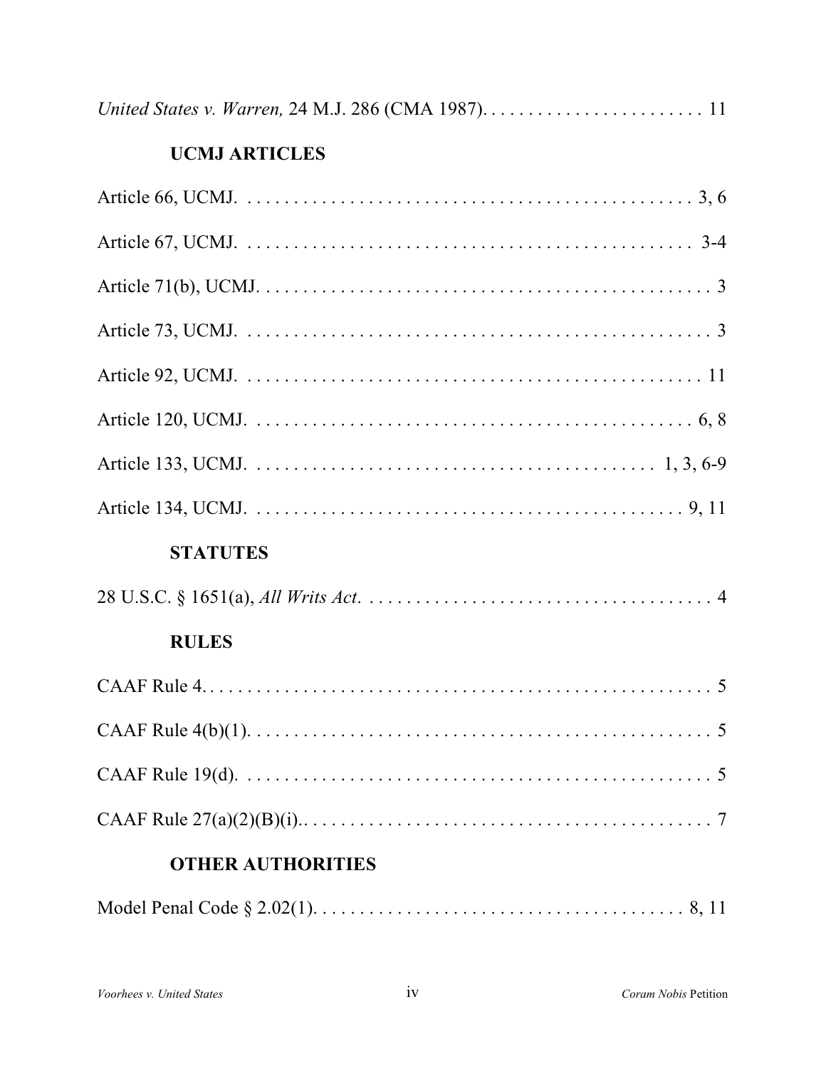*United States v. Warren,* 24 M.J. 286 (CMA 1987). . . . . . . . . . . . . . . . . . . . . . . . 11

### UCMJ ARTICLES

Article 66, UCMJ. . . . . . . . . . . . . . . . . . . . . . . . . . . . . . . . . . . . . . . . . . . . . . . . . 3, 6

Article 67, UCMJ. . . . . . . . . . . . . . . . . . . . . . . . . . . . . . . . . . . . . . . . . . . . . . . . . 3-4

Article 71(b), UCMJ. . . . . . . . . . . . . . . . . . . . . . . . . . . . . . . . . . . . . . . . . . . . . . . . 3

Article 73, UCMJ. . . . . . . . . . . . . . . . . . . . . . . . . . . . . . . . . . . . . . . . . . . . . . . . . . 3

Article 92, UCMJ. . . . . . . . . . . . . . . . . . . . . . . . . . . . . . . . . . . . . . . . . . . . . . . . . 11

Article 120, UCMJ. . . . . . . . . . . . . . . . . . . . . . . . . . . . . . . . . . . . . . . . . . . . . . . 6, 8

Article 133, UCMJ. . . . . . . . . . . . . . . . . . . . . . . . . . . . . . . . . . . . . . . . . . 1, 3, 6-9

Article 134, UCMJ. . . . . . . . . . . . . . . . . . . . . . . . . . . . . . . . . . . . . . . . . . . . . . 9, 11

### STATUTES

28 U.S.C. § 1651(a), *All Writs Act*. . . . . . . . . . . . . . . . . . . . . . . . . . . . . . . . . . . . . 4

### RULES

CAAF Rule 4. . . . . . . . . . . . . . . . . . . . . . . . . . . . . . . . . . . . . . . . . . . . . . . . . . . . . 5

CAAF Rule 4(b)(1). . . . . . . . . . . . . . . . . . . . . . . . . . . . . . . . . . . . . . . . . . . . . . . . . 5

CAAF Rule 19(d). . . . . . . . . . . . . . . . . . . . . . . . . . . . . . . . . . . . . . . . . . . . . . . . . . 5

CAAF Rule 27(a)(2)(B)(i).. . . . . . . . . . . . . . . . . . . . . . . . . . . . . . . . . . . . . . . . . . . . 7

### OTHER AUTHORITIES

Model Penal Code § 2.02(1). . . . . . . . . . . . . . . . . . . . . . . . . . . . . . . . . . . . . . . . 8, 11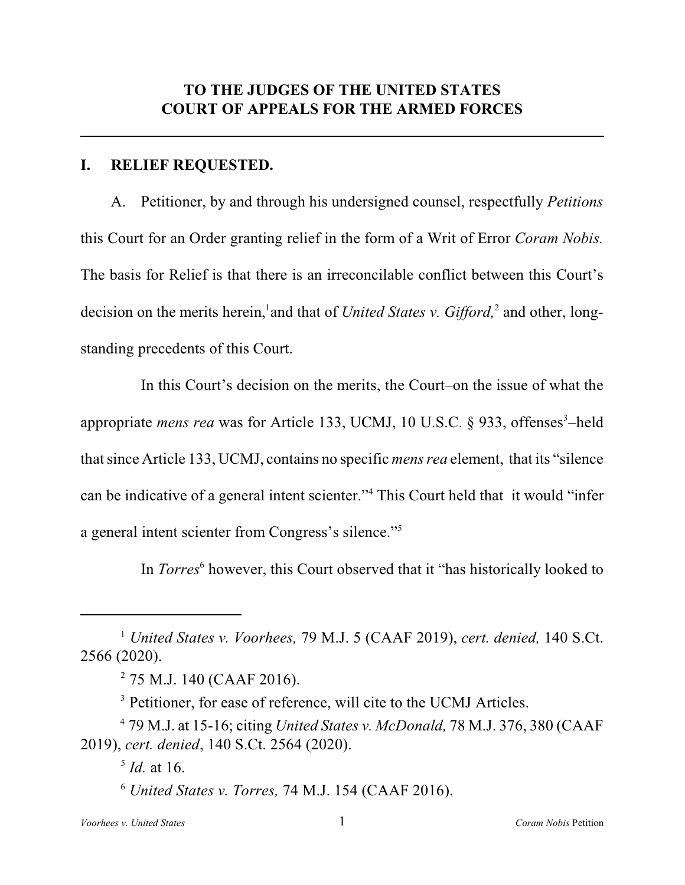**TO THE JUDGES OF THE UNITED STATES COURT OF APPEALS FOR THE ARMED FORCES**

---

## I. RELIEF REQUESTED.

A. Petitioner, by and through his undersigned counsel, respectfully *Petitions* this Court for an Order granting relief in the form of a Writ of Error *Coram Nobis.* The basis for Relief is that there is an irreconcilable conflict between this Court's decision on the merits herein,[1] and that of *United States v. Gifford,*[2] and other, long-standing precedents of this Court.

In this Court's decision on the merits, the Court–on the issue of what the appropriate *mens rea* was for Article 133, UCMJ, 10 U.S.C. § 933, offenses[3]–held that since Article 133, UCMJ, contains no specific *mens rea* element, that its "silence can be indicative of a general intent scienter."[4] This Court held that it would "infer a general intent scienter from Congress's silence."[5]

In *Torres*[6] however, this Court observed that it "has historically looked to

---

[1] *United States v. Voorhees,* 79 M.J. 5 (CAAF 2019), *cert. denied,* 140 S.Ct. 2566 (2020).

[2] 75 M.J. 140 (CAAF 2016).

[3] Petitioner, for ease of reference, will cite to the UCMJ Articles.

[4] 79 M.J. at 15-16; citing *United States v. McDonald,* 78 M.J. 376, 380 (CAAF 2019), *cert. denied*, 140 S.Ct. 2564 (2020).

[5] *Id.* at 16.

[6] *United States v. Torres,* 74 M.J. 154 (CAAF 2016).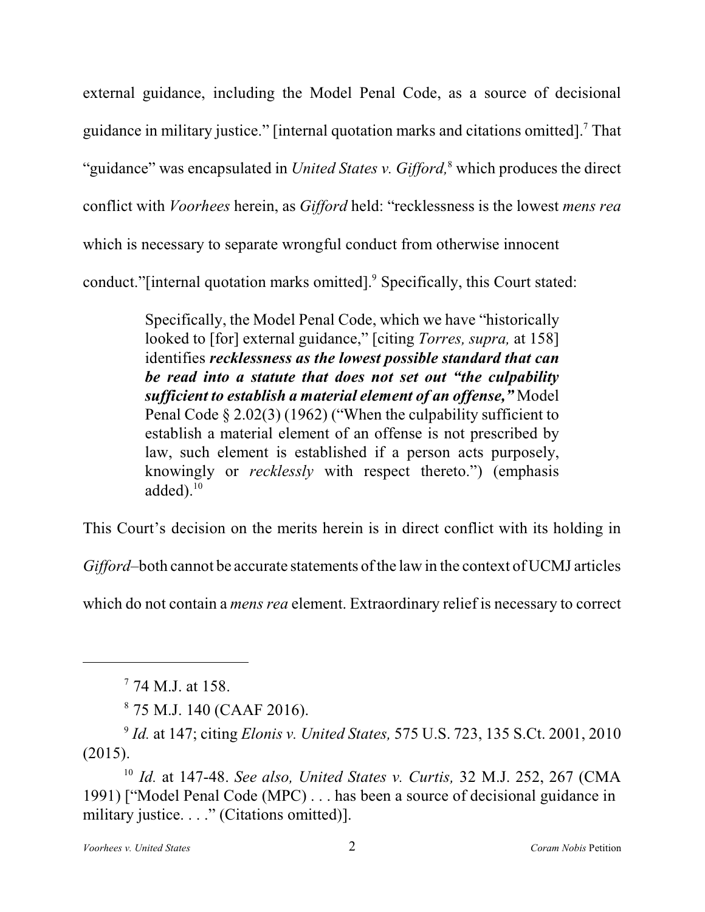external guidance, including the Model Penal Code, as a source of decisional guidance in military justice." [internal quotation marks and citations omitted].[7] That "guidance" was encapsulated in *United States v. Gifford,*[8] which produces the direct conflict with *Voorhees* herein, as *Gifford* held: "recklessness is the lowest *mens rea* which is necessary to separate wrongful conduct from otherwise innocent conduct."[internal quotation marks omitted].[9] Specifically, this Court stated:

> Specifically, the Model Penal Code, which we have "historically looked to [for] external guidance," [citing *Torres, supra,* at 158] identifies ***recklessness as the lowest possible standard that can be read into a statute that does not set out "the culpability sufficient to establish a material element of an offense,"*** Model Penal Code § 2.02(3) (1962) ("When the culpability sufficient to establish a material element of an offense is not prescribed by law, such element is established if a person acts purposely, knowingly or *recklessly* with respect thereto.") (emphasis added).[10]

This Court's decision on the merits herein is in direct conflict with its holding in *Gifford*–both cannot be accurate statements of the law in the context of UCMJ articles which do not contain a *mens rea* element. Extraordinary relief is necessary to correct

---

[7] 74 M.J. at 158.

[8] 75 M.J. 140 (CAAF 2016).

[9] *Id.* at 147; citing *Elonis v. United States,* 575 U.S. 723, 135 S.Ct. 2001, 2010 (2015).

[10] *Id.* at 147-48. *See also, United States v. Curtis,* 32 M.J. 252, 267 (CMA 1991) ["Model Penal Code (MPC) . . . has been a source of decisional guidance in military justice. . . ." (Citations omitted)].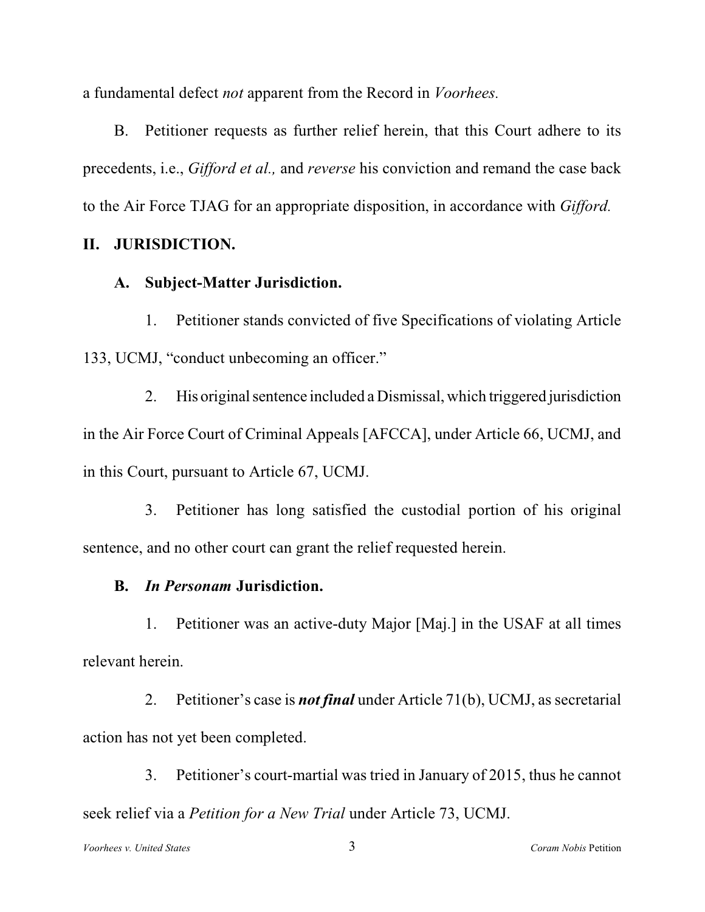a fundamental defect *not* apparent from the Record in *Voorhees.*

B. Petitioner requests as further relief herein, that this Court adhere to its precedents, i.e., *Gifford et al.,* and *reverse* his conviction and remand the case back to the Air Force TJAG for an appropriate disposition, in accordance with *Gifford.*

## II. JURISDICTION.

### A. Subject-Matter Jurisdiction.

1. Petitioner stands convicted of five Specifications of violating Article 133, UCMJ, "conduct unbecoming an officer."

2. His original sentence included a Dismissal, which triggered jurisdiction in the Air Force Court of Criminal Appeals [AFCCA], under Article 66, UCMJ, and in this Court, pursuant to Article 67, UCMJ.

3. Petitioner has long satisfied the custodial portion of his original sentence, and no other court can grant the relief requested herein.

### B. *In Personam* Jurisdiction.

1. Petitioner was an active-duty Major [Maj.] in the USAF at all times relevant herein.

2. Petitioner's case is ***not final*** under Article 71(b), UCMJ, as secretarial action has not yet been completed.

3. Petitioner's court-martial was tried in January of 2015, thus he cannot seek relief via a *Petition for a New Trial* under Article 73, UCMJ.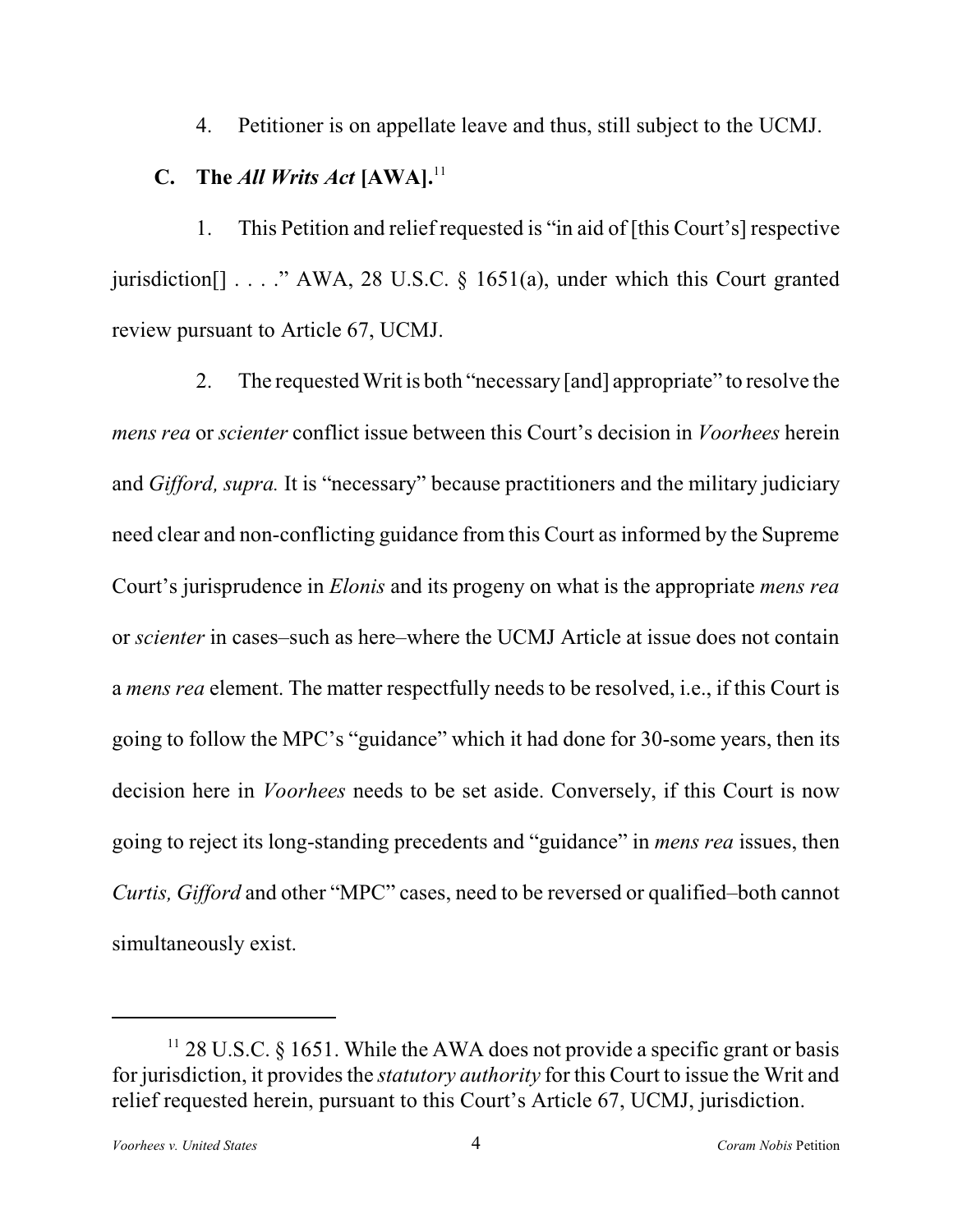4. Petitioner is on appellate leave and thus, still subject to the UCMJ.

### C. The *All Writs Act* [AWA].[11]

1. This Petition and relief requested is "in aid of [this Court's] respective jurisdiction[] . . . ." AWA, 28 U.S.C. § 1651(a), under which this Court granted review pursuant to Article 67, UCMJ.

2. The requested Writ is both "necessary [and] appropriate" to resolve the *mens rea* or *scienter* conflict issue between this Court's decision in *Voorhees* herein and *Gifford, supra.* It is "necessary" because practitioners and the military judiciary need clear and non-conflicting guidance from this Court as informed by the Supreme Court's jurisprudence in *Elonis* and its progeny on what is the appropriate *mens rea* or *scienter* in cases–such as here–where the UCMJ Article at issue does not contain a *mens rea* element. The matter respectfully needs to be resolved, i.e., if this Court is going to follow the MPC's "guidance" which it had done for 30-some years, then its decision here in *Voorhees* needs to be set aside. Conversely, if this Court is now going to reject its long-standing precedents and "guidance" in *mens rea* issues, then *Curtis, Gifford* and other "MPC" cases, need to be reversed or qualified–both cannot simultaneously exist.

---

[11] 28 U.S.C. § 1651. While the AWA does not provide a specific grant or basis for jurisdiction, it provides the *statutory authority* for this Court to issue the Writ and relief requested herein, pursuant to this Court's Article 67, UCMJ, jurisdiction.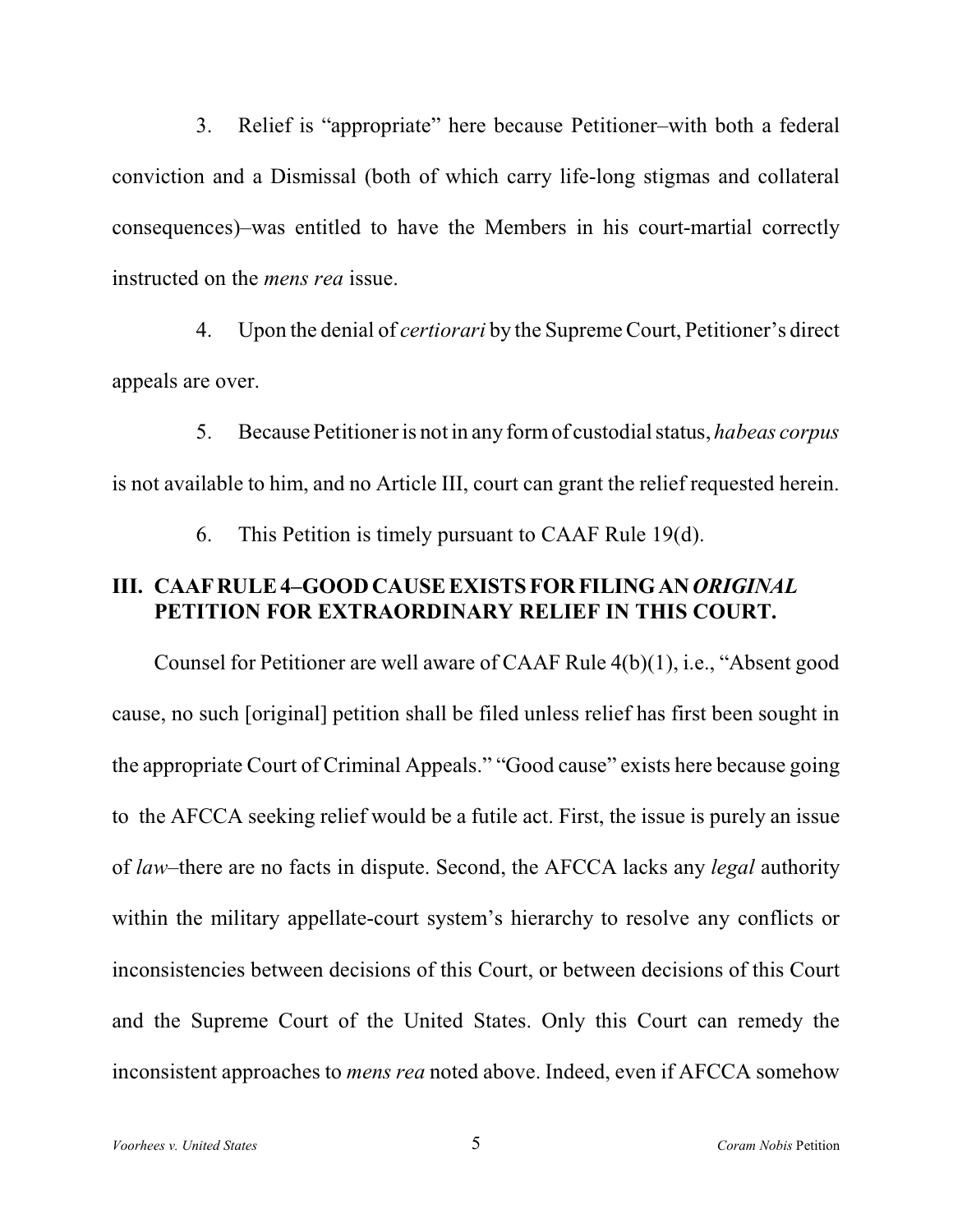3. Relief is "appropriate" here because Petitioner–with both a federal conviction and a Dismissal (both of which carry life-long stigmas and collateral consequences)–was entitled to have the Members in his court-martial correctly instructed on the *mens rea* issue.

4. Upon the denial of *certiorari* by the Supreme Court, Petitioner's direct appeals are over.

5. Because Petitioner is not in any form of custodial status, *habeas corpus* is not available to him, and no Article III, court can grant the relief requested herein.

6. This Petition is timely pursuant to CAAF Rule 19(d).

## III. CAAF RULE 4–GOOD CAUSE EXISTS FOR FILING AN *ORIGINAL* PETITION FOR EXTRAORDINARY RELIEF IN THIS COURT.

Counsel for Petitioner are well aware of CAAF Rule 4(b)(1), i.e., "Absent good cause, no such [original] petition shall be filed unless relief has first been sought in the appropriate Court of Criminal Appeals." "Good cause" exists here because going to the AFCCA seeking relief would be a futile act. First, the issue is purely an issue of *law*–there are no facts in dispute. Second, the AFCCA lacks any *legal* authority within the military appellate-court system's hierarchy to resolve any conflicts or inconsistencies between decisions of this Court, or between decisions of this Court and the Supreme Court of the United States. Only this Court can remedy the inconsistent approaches to *mens rea* noted above. Indeed, even if AFCCA somehow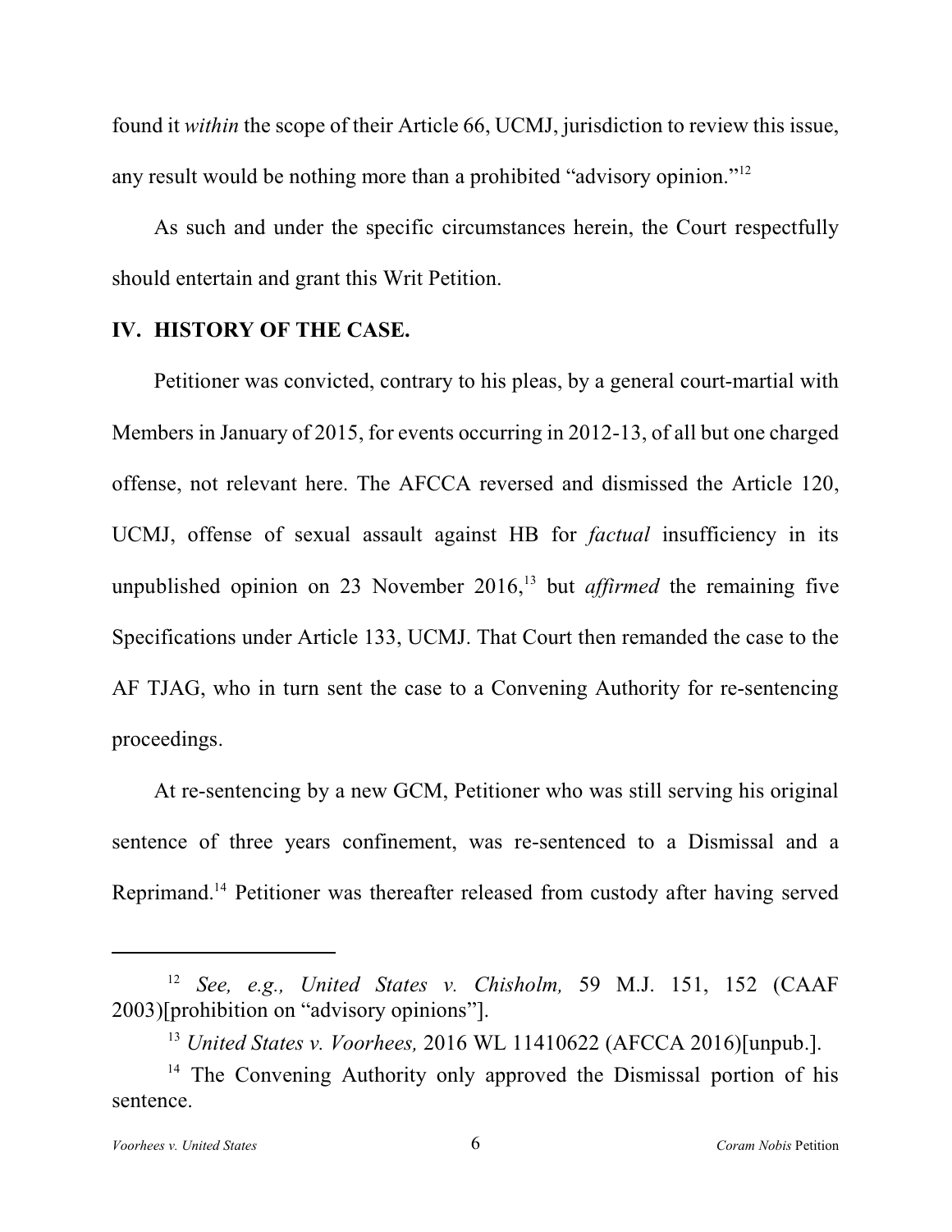found it *within* the scope of their Article 66, UCMJ, jurisdiction to review this issue, any result would be nothing more than a prohibited "advisory opinion."[12]

As such and under the specific circumstances herein, the Court respectfully should entertain and grant this Writ Petition.

## IV. HISTORY OF THE CASE.

Petitioner was convicted, contrary to his pleas, by a general court-martial with Members in January of 2015, for events occurring in 2012-13, of all but one charged offense, not relevant here. The AFCCA reversed and dismissed the Article 120, UCMJ, offense of sexual assault against HB for *factual* insufficiency in its unpublished opinion on 23 November 2016,[13] but *affirmed* the remaining five Specifications under Article 133, UCMJ. That Court then remanded the case to the AF TJAG, who in turn sent the case to a Convening Authority for re-sentencing proceedings.

At re-sentencing by a new GCM, Petitioner who was still serving his original sentence of three years confinement, was re-sentenced to a Dismissal and a Reprimand.[14] Petitioner was thereafter released from custody after having served

---

[12] *See, e.g., United States v. Chisholm,* 59 M.J. 151, 152 (CAAF 2003)[prohibition on "advisory opinions"].

[13] *United States v. Voorhees,* 2016 WL 11410622 (AFCCA 2016)[unpub.].

[14] The Convening Authority only approved the Dismissal portion of his sentence.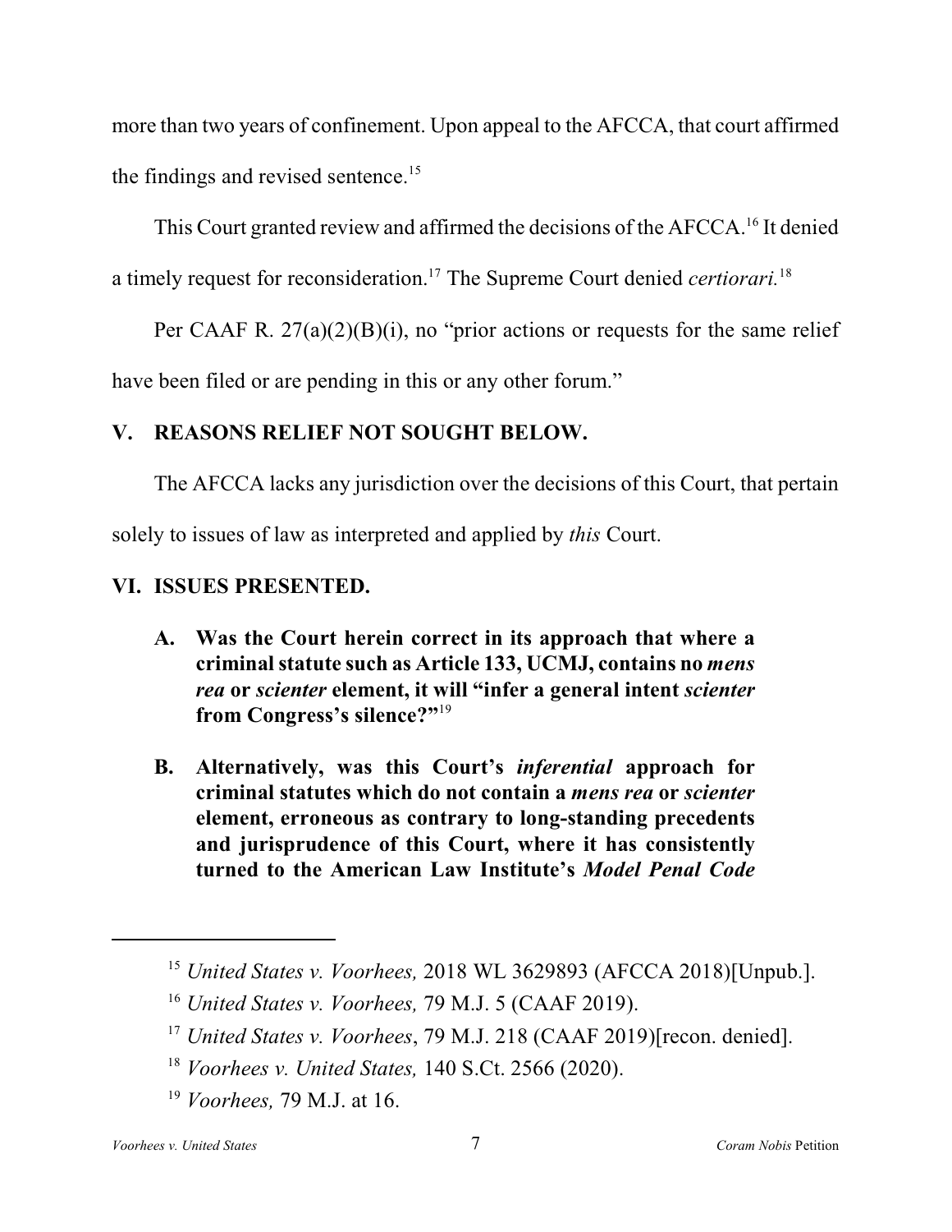more than two years of confinement. Upon appeal to the AFCCA, that court affirmed the findings and revised sentence.[15]

This Court granted review and affirmed the decisions of the AFCCA.[16] It denied a timely request for reconsideration.[17] The Supreme Court denied *certiorari.*[18]

Per CAAF R. 27(a)(2)(B)(i), no "prior actions or requests for the same relief have been filed or are pending in this or any other forum."

## V. REASONS RELIEF NOT SOUGHT BELOW.

The AFCCA lacks any jurisdiction over the decisions of this Court, that pertain solely to issues of law as interpreted and applied by *this* Court.

## VI. ISSUES PRESENTED.

**A. Was the Court herein correct in its approach that where a criminal statute such as Article 133, UCMJ, contains no *mens rea* or *scienter* element, it will "infer a general intent *scienter* from Congress's silence?"**[19]

**B. Alternatively, was this Court's *inferential* approach for criminal statutes which do not contain a *mens rea* or *scienter* element, erroneous as contrary to long-standing precedents and jurisprudence of this Court, where it has consistently turned to the American Law Institute's *Model Penal Code***

---

[15] *United States v. Voorhees,* 2018 WL 3629893 (AFCCA 2018)[Unpub.].

[16] *United States v. Voorhees,* 79 M.J. 5 (CAAF 2019).

[17] *United States v. Voorhees*, 79 M.J. 218 (CAAF 2019)[recon. denied].

[18] *Voorhees v. United States,* 140 S.Ct. 2566 (2020).

[19] *Voorhees,* 79 M.J. at 16.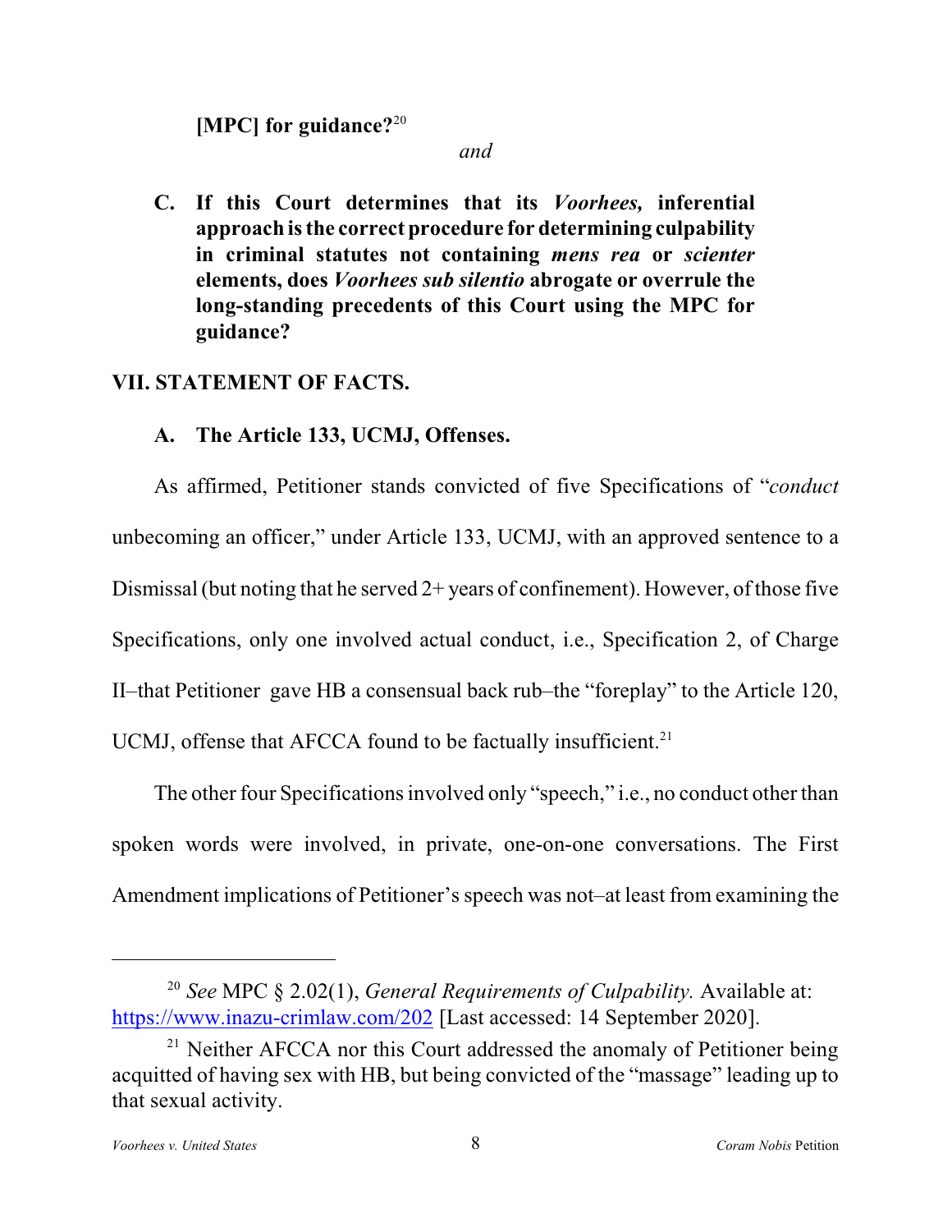**[MPC] for guidance?**[20]

*and*

**C. If this Court determines that its *Voorhees,* inferential approach is the correct procedure for determining culpability in criminal statutes not containing *mens rea* or *scienter* elements, does *Voorhees sub silentio* abrogate or overrule the long-standing precedents of this Court using the MPC for guidance?**

## VII. STATEMENT OF FACTS.

### A. The Article 133, UCMJ, Offenses.

As affirmed, Petitioner stands convicted of five Specifications of "*conduct* unbecoming an officer," under Article 133, UCMJ, with an approved sentence to a Dismissal (but noting that he served 2+ years of confinement). However, of those five Specifications, only one involved actual conduct, i.e., Specification 2, of Charge II–that Petitioner gave HB a consensual back rub–the "foreplay" to the Article 120, UCMJ, offense that AFCCA found to be factually insufficient.[21]

The other four Specifications involved only "speech," i.e., no conduct other than spoken words were involved, in private, one-on-one conversations. The First Amendment implications of Petitioner's speech was not–at least from examining the

---

[20] *See* MPC § 2.02(1), *General Requirements of Culpability.* Available at: https://www.inazu-crimlaw.com/202 [Last accessed: 14 September 2020].

[21] Neither AFCCA nor this Court addressed the anomaly of Petitioner being acquitted of having sex with HB, but being convicted of the "massage" leading up to that sexual activity.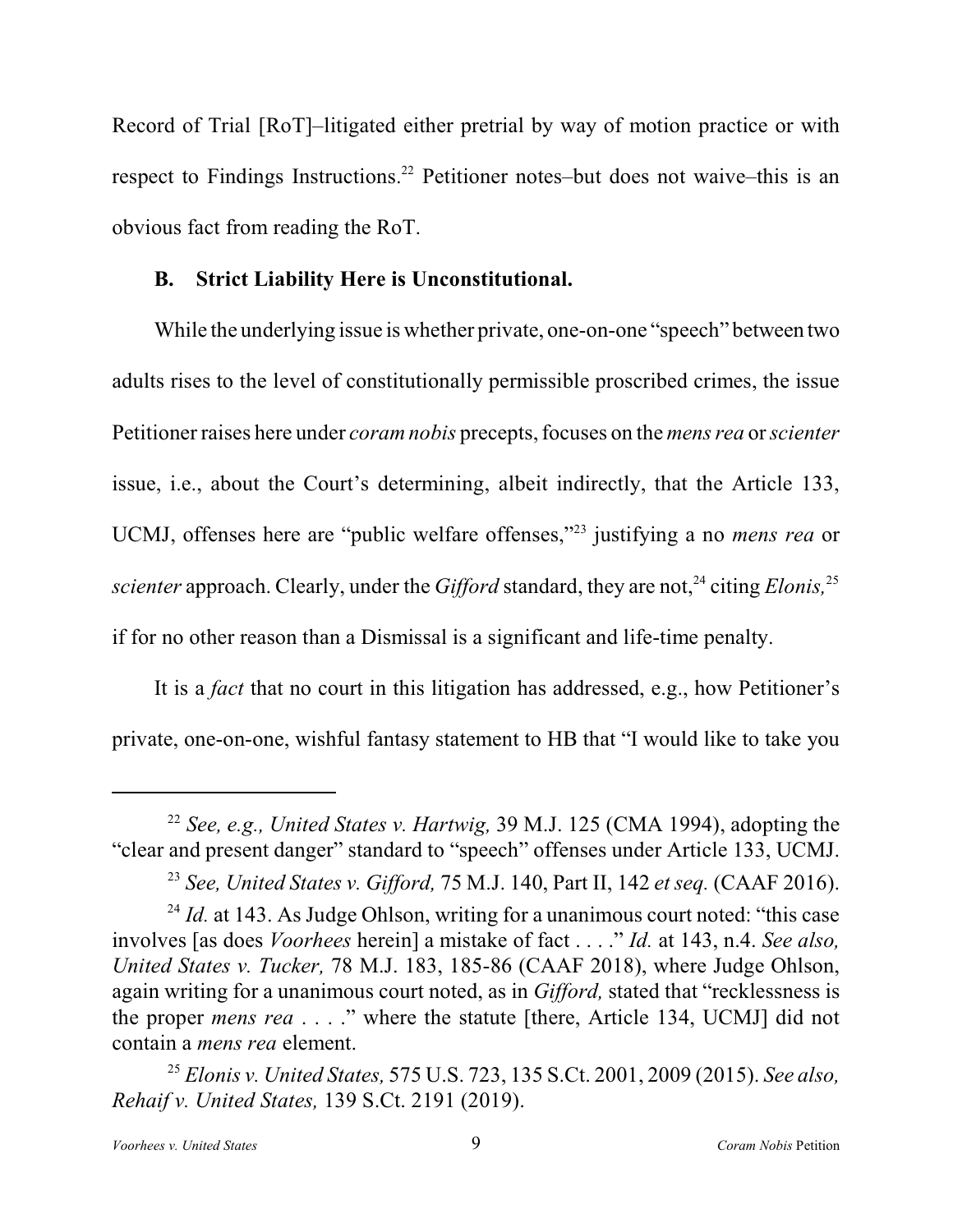Record of Trial [RoT]–litigated either pretrial by way of motion practice or with respect to Findings Instructions.[22] Petitioner notes–but does not waive–this is an obvious fact from reading the RoT.

### B. Strict Liability Here is Unconstitutional.

While the underlying issue is whether private, one-on-one "speech" between two adults rises to the level of constitutionally permissible proscribed crimes, the issue Petitioner raises here under *coram nobis* precepts, focuses on the *mens rea* or *scienter* issue, i.e., about the Court's determining, albeit indirectly, that the Article 133, UCMJ, offenses here are "public welfare offenses,"[23] justifying a no *mens rea* or *scienter* approach. Clearly, under the *Gifford* standard, they are not,[24] citing *Elonis,*[25] if for no other reason than a Dismissal is a significant and life-time penalty.

It is a *fact* that no court in this litigation has addressed, e.g., how Petitioner's private, one-on-one, wishful fantasy statement to HB that "I would like to take you

---

[22] *See, e.g., United States v. Hartwig,* 39 M.J. 125 (CMA 1994), adopting the "clear and present danger" standard to "speech" offenses under Article 133, UCMJ.

[23] *See, United States v. Gifford,* 75 M.J. 140, Part II, 142 *et seq.* (CAAF 2016).

[24] *Id.* at 143. As Judge Ohlson, writing for a unanimous court noted: "this case involves [as does *Voorhees* herein] a mistake of fact . . . ." *Id.* at 143, n.4. *See also, United States v. Tucker,* 78 M.J. 183, 185-86 (CAAF 2018), where Judge Ohlson, again writing for a unanimous court noted, as in *Gifford,* stated that "recklessness is the proper *mens rea* . . . ." where the statute [there, Article 134, UCMJ] did not contain a *mens rea* element.

[25] *Elonis v. United States,* 575 U.S. 723, 135 S.Ct. 2001, 2009 (2015). *See also, Rehaif v. United States,* 139 S.Ct. 2191 (2019).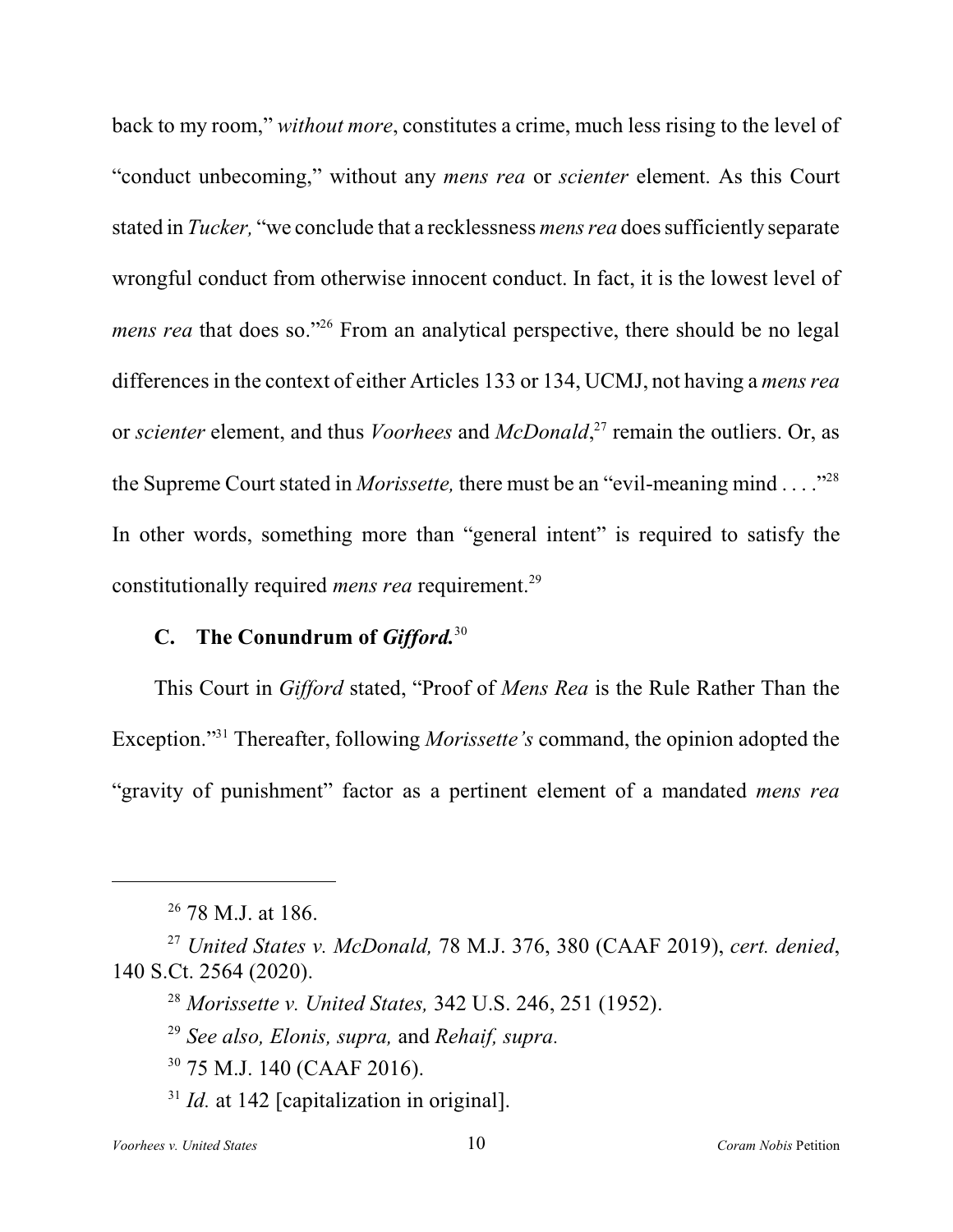back to my room," *without more*, constitutes a crime, much less rising to the level of "conduct unbecoming," without any *mens rea* or *scienter* element. As this Court stated in *Tucker,* "we conclude that a recklessness *mens rea* does sufficiently separate wrongful conduct from otherwise innocent conduct. In fact, it is the lowest level of *mens rea* that does so."[26] From an analytical perspective, there should be no legal differences in the context of either Articles 133 or 134, UCMJ, not having a *mens rea* or *scienter* element, and thus *Voorhees* and *McDonald*,[27] remain the outliers. Or, as the Supreme Court stated in *Morissette,* there must be an "evil-meaning mind . . . ."[28] In other words, something more than "general intent" is required to satisfy the constitutionally required *mens rea* requirement.[29]

### C. The Conundrum of *Gifford.*[30]

This Court in *Gifford* stated, "Proof of *Mens Rea* is the Rule Rather Than the Exception."[31] Thereafter, following *Morissette's* command, the opinion adopted the "gravity of punishment" factor as a pertinent element of a mandated *mens rea*

---

[26] 78 M.J. at 186.

[27] *United States v. McDonald,* 78 M.J. 376, 380 (CAAF 2019), *cert. denied*, 140 S.Ct. 2564 (2020).

[28] *Morissette v. United States,* 342 U.S. 246, 251 (1952).

[29] *See also, Elonis, supra,* and *Rehaif, supra.*

[30] 75 M.J. 140 (CAAF 2016).

[31] *Id.* at 142 [capitalization in original].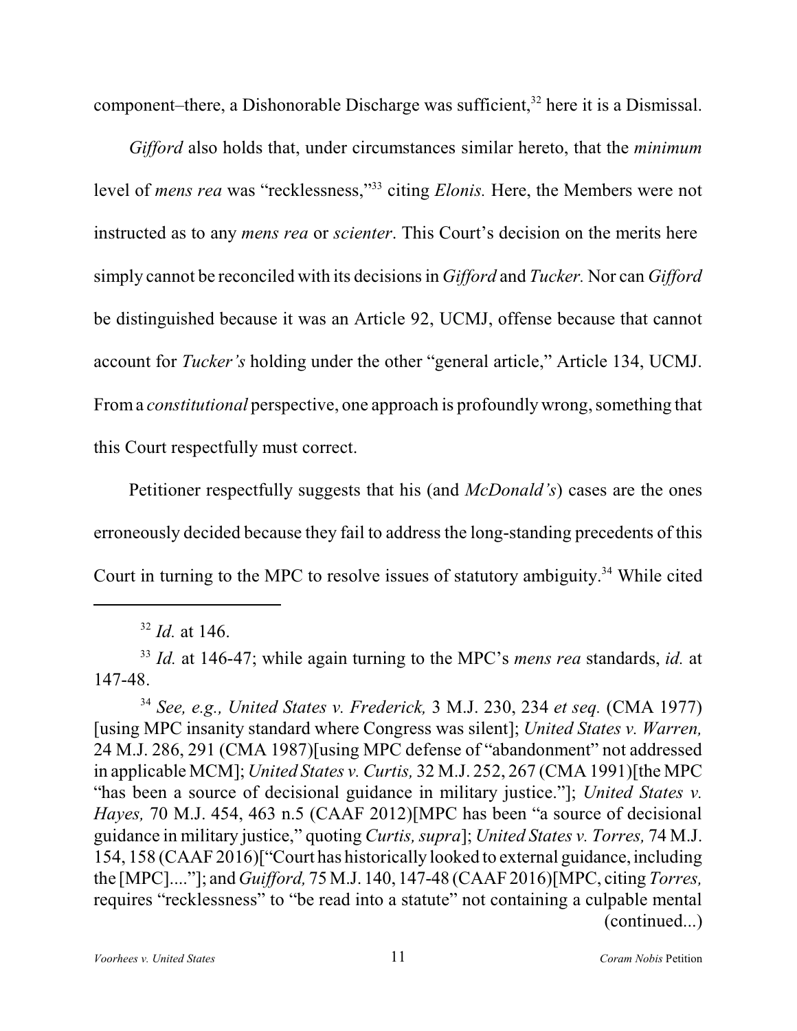component–there, a Dishonorable Discharge was sufficient,[32] here it is a Dismissal.

*Gifford* also holds that, under circumstances similar hereto, that the *minimum* level of *mens rea* was "recklessness,"[33] citing *Elonis.* Here, the Members were not instructed as to any *mens rea* or *scienter*. This Court's decision on the merits here simply cannot be reconciled with its decisions in *Gifford* and *Tucker.* Nor can *Gifford* be distinguished because it was an Article 92, UCMJ, offense because that cannot account for *Tucker's* holding under the other "general article," Article 134, UCMJ. From a *constitutional* perspective, one approach is profoundly wrong, something that this Court respectfully must correct.

Petitioner respectfully suggests that his (and *McDonald's*) cases are the ones erroneously decided because they fail to address the long-standing precedents of this Court in turning to the MPC to resolve issues of statutory ambiguity.[34] While cited

---

[32] *Id.* at 146.

[33] *Id.* at 146-47; while again turning to the MPC's *mens rea* standards, *id.* at 147-48.

[34] *See, e.g., United States v. Frederick,* 3 M.J. 230, 234 *et seq.* (CMA 1977) [using MPC insanity standard where Congress was silent]; *United States v. Warren,* 24 M.J. 286, 291 (CMA 1987)[using MPC defense of "abandonment" not addressed in applicable MCM]; *United States v. Curtis,* 32 M.J. 252, 267 (CMA 1991)[the MPC "has been a source of decisional guidance in military justice."]; *United States v. Hayes,* 70 M.J. 454, 463 n.5 (CAAF 2012)[MPC has been "a source of decisional guidance in military justice," quoting *Curtis, supra*]; *United States v. Torres,* 74 M.J. 154, 158 (CAAF 2016)["Court has historically looked to external guidance, including the [MPC]...."]; and *Guifford,* 75 M.J. 140, 147-48 (CAAF 2016)[MPC, citing *Torres,* requires "recklessness" to "be read into a statute" not containing a culpable mental (continued...)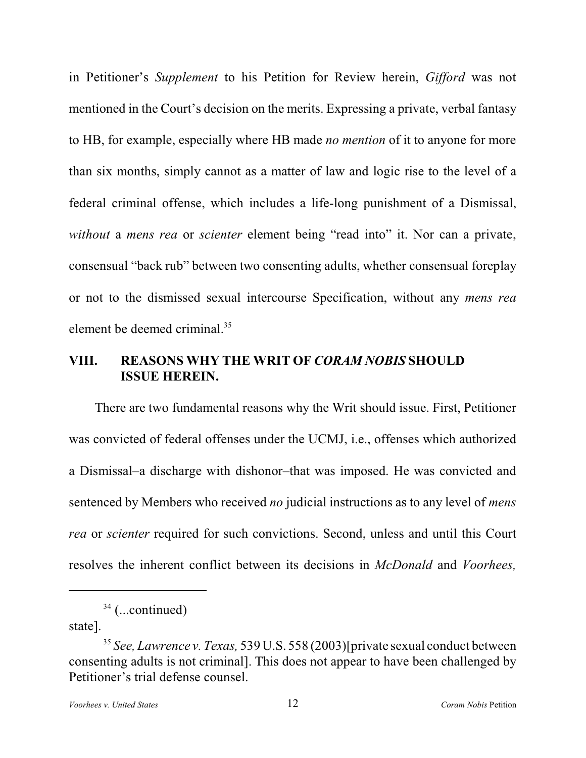in Petitioner's *Supplement* to his Petition for Review herein, *Gifford* was not mentioned in the Court's decision on the merits. Expressing a private, verbal fantasy to HB, for example, especially where HB made *no mention* of it to anyone for more than six months, simply cannot as a matter of law and logic rise to the level of a federal criminal offense, which includes a life-long punishment of a Dismissal, *without* a *mens rea* or *scienter* element being "read into" it. Nor can a private, consensual "back rub" between two consenting adults, whether consensual foreplay or not to the dismissed sexual intercourse Specification, without any *mens rea* element be deemed criminal.[35]

## VIII. REASONS WHY THE WRIT OF *CORAM NOBIS* SHOULD ISSUE HEREIN.

There are two fundamental reasons why the Writ should issue. First, Petitioner was convicted of federal offenses under the UCMJ, i.e., offenses which authorized a Dismissal–a discharge with dishonor–that was imposed. He was convicted and sentenced by Members who received *no* judicial instructions as to any level of *mens rea* or *scienter* required for such convictions. Second, unless and until this Court resolves the inherent conflict between its decisions in *McDonald* and *Voorhees,*

---

[34] (...continued)
state].

[35] *See, Lawrence v. Texas,* 539 U.S. 558 (2003)[private sexual conduct between consenting adults is not criminal]. This does not appear to have been challenged by Petitioner's trial defense counsel.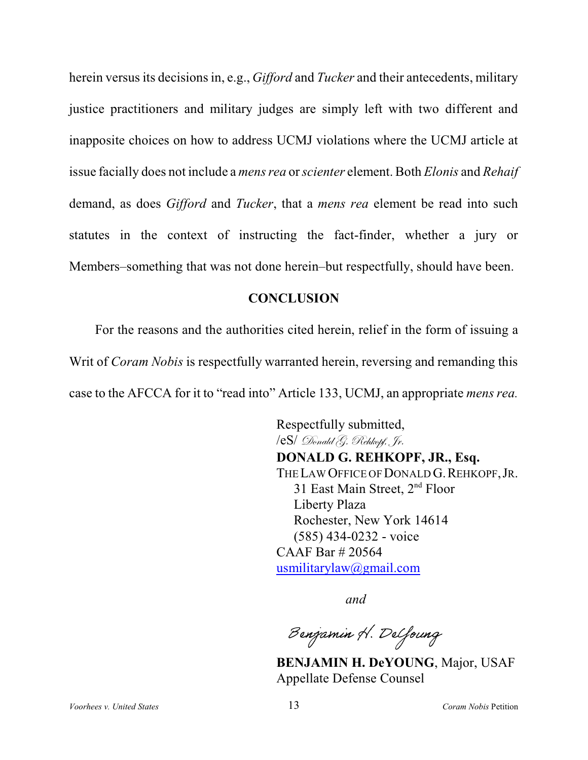herein versus its decisions in, e.g., *Gifford* and *Tucker* and their antecedents, military justice practitioners and military judges are simply left with two different and inapposite choices on how to address UCMJ violations where the UCMJ article at issue facially does not include a *mens rea* or *scienter* element. Both *Elonis* and *Rehaif* demand, as does *Gifford* and *Tucker*, that a *mens rea* element be read into such statutes in the context of instructing the fact-finder, whether a jury or Members–something that was not done herein–but respectfully, should have been.

## CONCLUSION

For the reasons and the authorities cited herein, relief in the form of issuing a Writ of *Coram Nobis* is respectfully warranted herein, reversing and remanding this case to the AFCCA for it to "read into" Article 133, UCMJ, an appropriate *mens rea.*

Respectfully submitted,
/eS/ *Donald G. Rehkopf, Jr.*
**DONALD G. REHKOPF, JR., Esq.**
THE LAW OFFICE OF DONALD G. REHKOPF, JR.
31 East Main Street, 2nd Floor
Liberty Plaza
Rochester, New York 14614
(585) 434-0232 - voice
CAAF Bar # 20564
usmilitarylaw@gmail.com

*and*

*Benjamin H. DeYoung*

**BENJAMIN H. DeYOUNG**, Major, USAF
Appellate Defense Counsel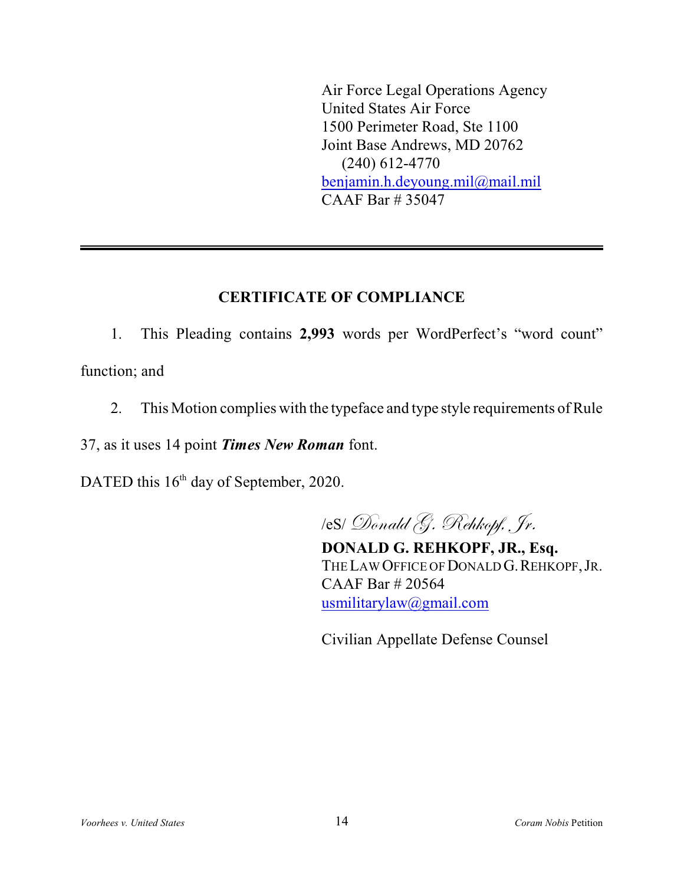Air Force Legal Operations Agency
United States Air Force
1500 Perimeter Road, Ste 1100
Joint Base Andrews, MD 20762
(240) 612-4770
benjamin.h.deyoung.mil@mail.mil
CAAF Bar # 35047

---

## CERTIFICATE OF COMPLIANCE

1. This Pleading contains **2,993** words per WordPerfect's "word count" function; and

2. This Motion complies with the typeface and type style requirements of Rule 37, as it uses 14 point ***Times New Roman*** font.

DATED this 16th day of September, 2020.

/eS/ *Donald G. Rehkopf, Jr.*
**DONALD G. REHKOPF, JR., Esq.**
THE LAW OFFICE OF DONALD G. REHKOPF, JR.
CAAF Bar # 20564
usmilitarylaw@gmail.com

Civilian Appellate Defense Counsel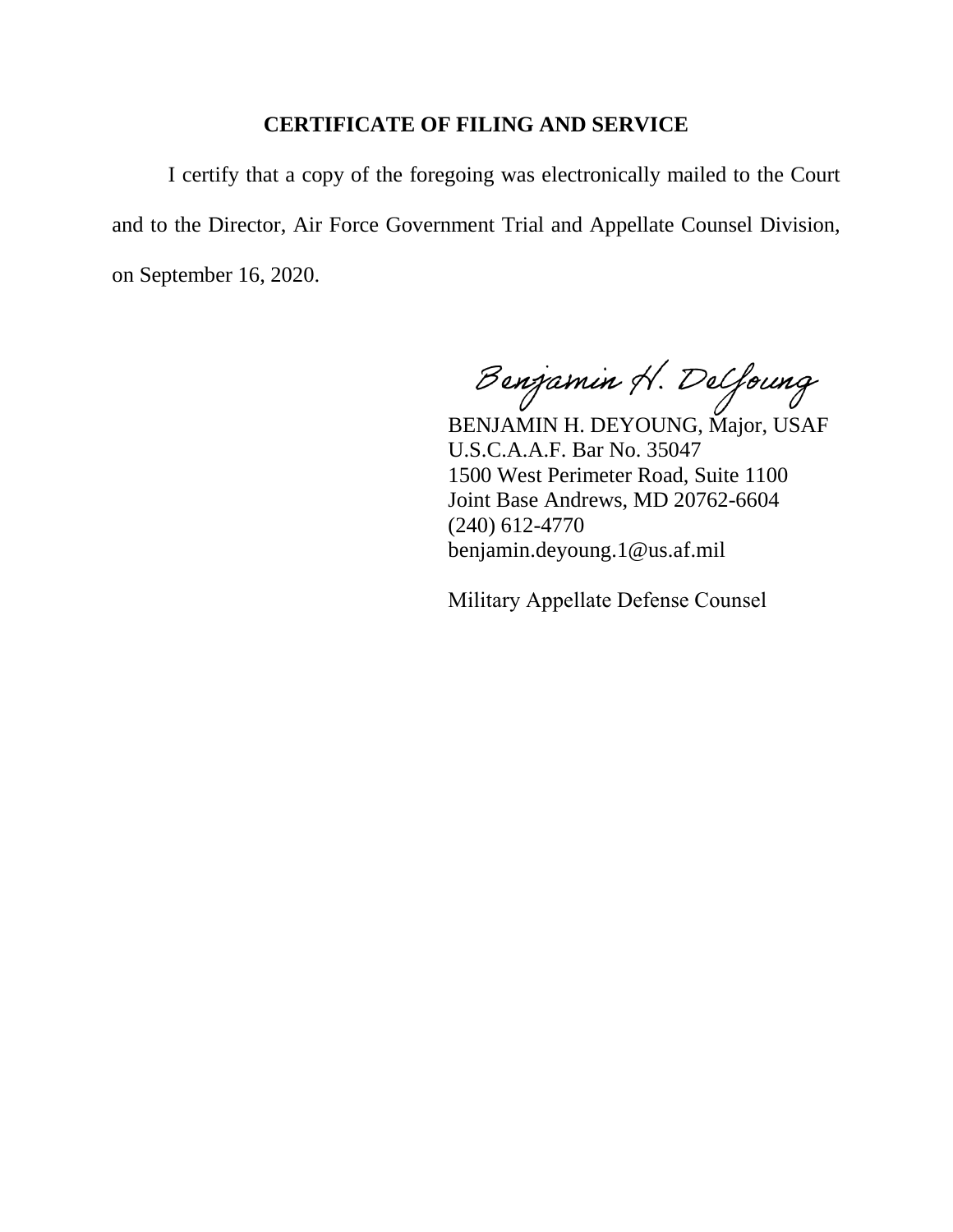## CERTIFICATE OF FILING AND SERVICE

I certify that a copy of the foregoing was electronically mailed to the Court and to the Director, Air Force Government Trial and Appellate Counsel Division, on September 16, 2020.

Benjamin H. DeYoung

BENJAMIN H. DEYOUNG, Major, USAF
U.S.C.A.A.F. Bar No. 35047
1500 West Perimeter Road, Suite 1100
Joint Base Andrews, MD 20762-6604
(240) 612-4770
benjamin.deyoung.1@us.af.mil

Military Appellate Defense Counsel